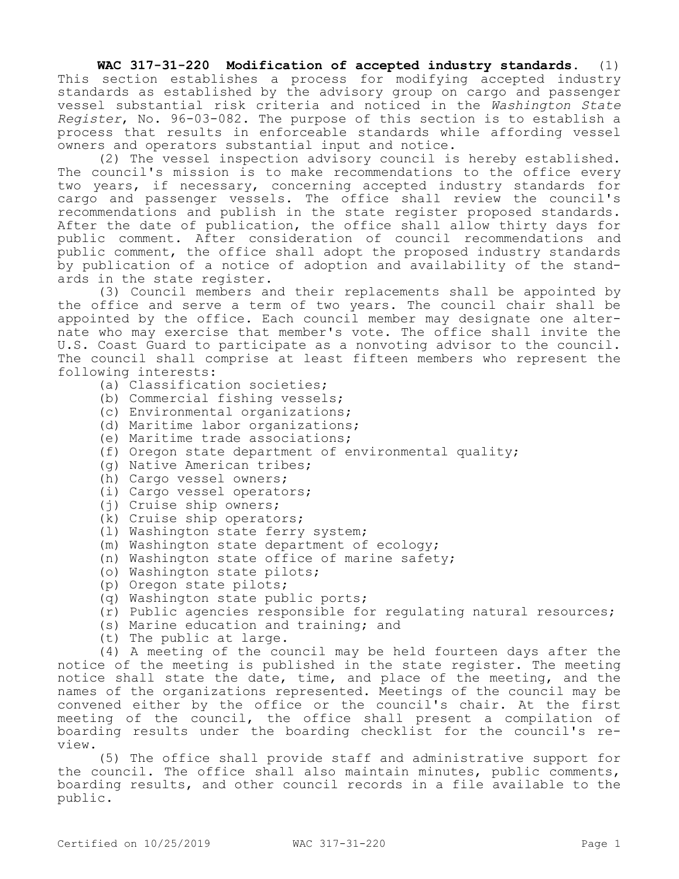**WAC 317-31-220 Modification of accepted industry standards.** (1) This section establishes a process for modifying accepted industry standards as established by the advisory group on cargo and passenger vessel substantial risk criteria and noticed in the *Washington State Register*, No. 96-03-082. The purpose of this section is to establish a process that results in enforceable standards while affording vessel owners and operators substantial input and notice.

(2) The vessel inspection advisory council is hereby established. The council's mission is to make recommendations to the office every two years, if necessary, concerning accepted industry standards for cargo and passenger vessels. The office shall review the council's recommendations and publish in the state register proposed standards. After the date of publication, the office shall allow thirty days for public comment. After consideration of council recommendations and public comment, the office shall adopt the proposed industry standards by publication of a notice of adoption and availability of the standards in the state register.

(3) Council members and their replacements shall be appointed by the office and serve a term of two years. The council chair shall be appointed by the office. Each council member may designate one alternate who may exercise that member's vote. The office shall invite the U.S. Coast Guard to participate as a nonvoting advisor to the council. The council shall comprise at least fifteen members who represent the following interests:

(a) Classification societies;

(b) Commercial fishing vessels;

(c) Environmental organizations;

(d) Maritime labor organizations;

(e) Maritime trade associations;

(f) Oregon state department of environmental quality;

(g) Native American tribes;

(h) Cargo vessel owners;

(i) Cargo vessel operators;

(j) Cruise ship owners;

(k) Cruise ship operators;

(l) Washington state ferry system;

(m) Washington state department of ecology;

(n) Washington state office of marine safety;

(o) Washington state pilots;

(p) Oregon state pilots;

(q) Washington state public ports;

(r) Public agencies responsible for regulating natural resources;

(s) Marine education and training; and

(t) The public at large.

(4) A meeting of the council may be held fourteen days after the notice of the meeting is published in the state register. The meeting notice shall state the date, time, and place of the meeting, and the names of the organizations represented. Meetings of the council may be convened either by the office or the council's chair. At the first meeting of the council, the office shall present a compilation of boarding results under the boarding checklist for the council's review.

(5) The office shall provide staff and administrative support for the council. The office shall also maintain minutes, public comments, boarding results, and other council records in a file available to the public.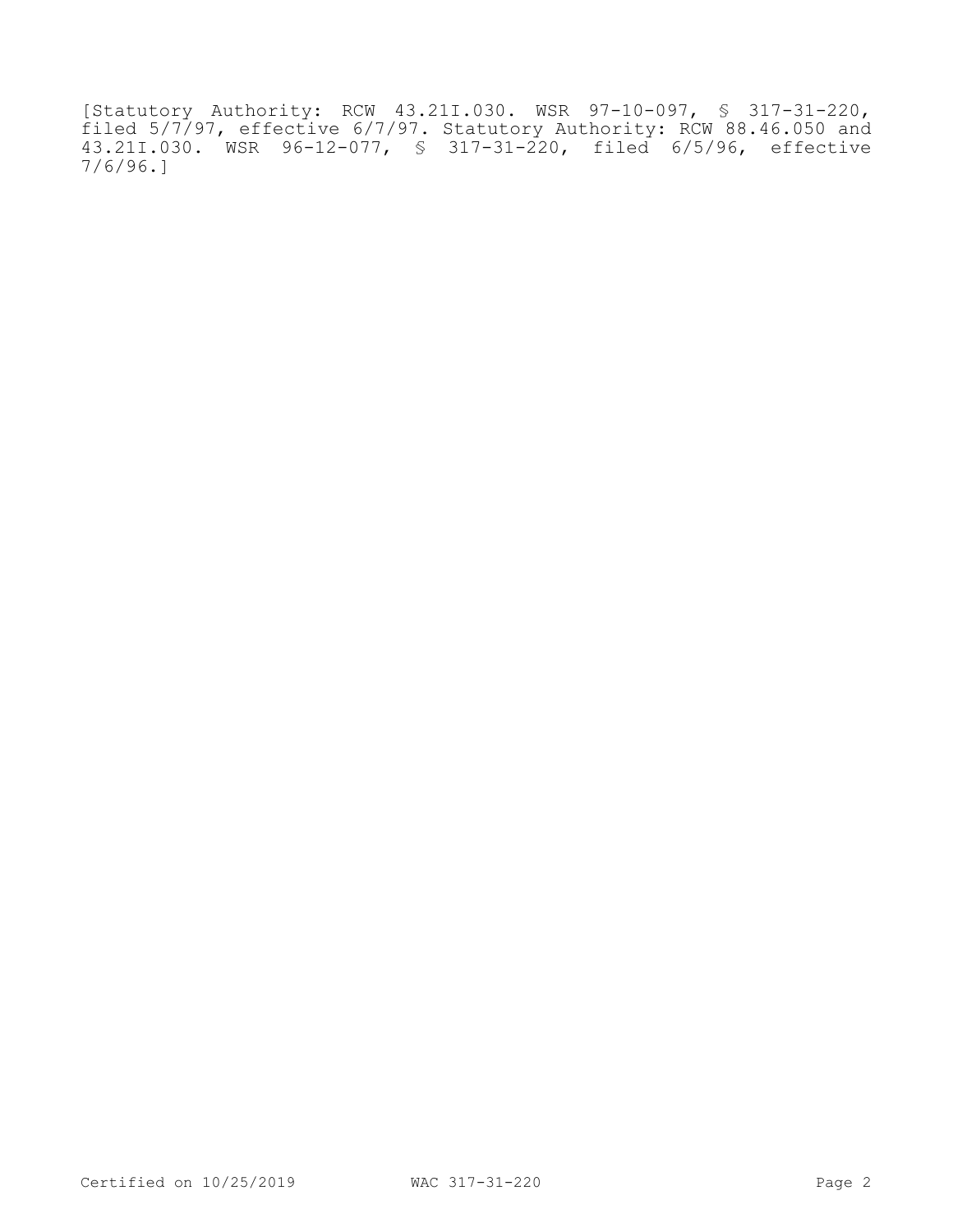[Statutory Authority: RCW 43.21I.030. WSR 97-10-097, § 317-31-220, filed 5/7/97, effective 6/7/97. Statutory Authority: RCW 88.46.050 and 43.21I.030. WSR 96-12-077, § 317-31-220, filed 6/5/96, effective 7/6/96.]